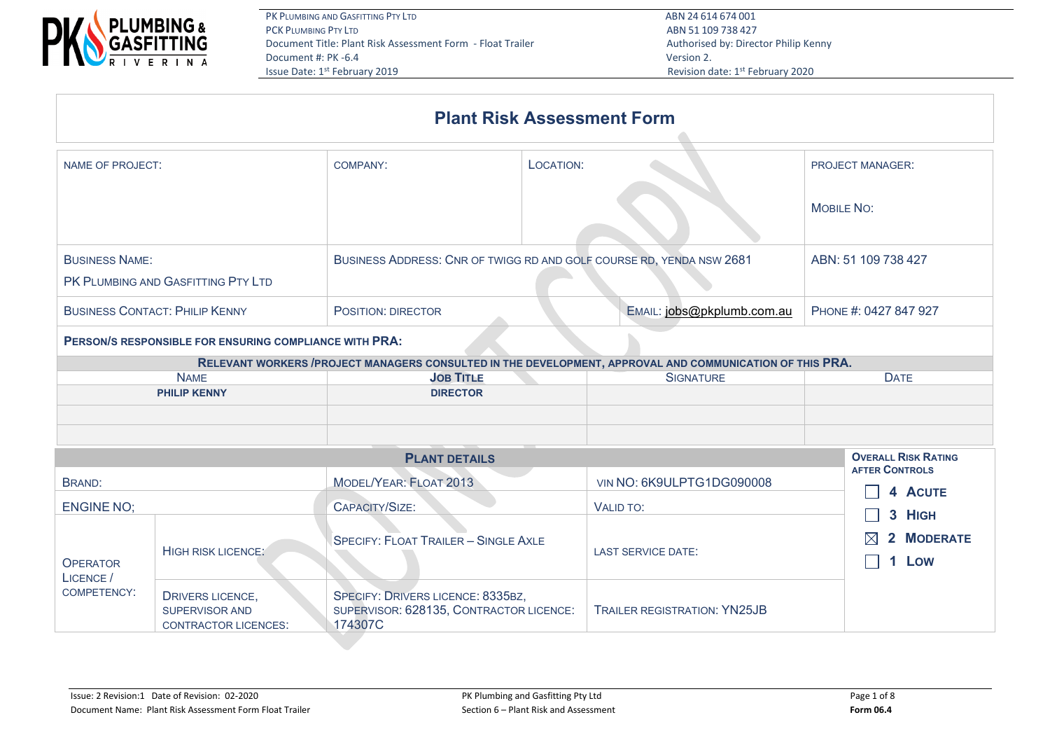PK Plumbing and Gasfitting Pty Ltd
PCK Plumbing Pty Ltd
Document Title: Plant Risk Assessment Form - Float Trailer
Document #: PK -6.4
Issue Date: 1st February 2019

ABN 24 614 674 001
ABN 51 109 738 427
Authorised by: Director Philip Kenny
Version 2.
Revision date: 1st February 2020

# Plant Risk Assessment Form

| Name of Project: | Company: | Location: | Project Manager: Mobile No: |
|---|---|---|---|
| Business Name: PK Plumbing and Gasfitting Pty Ltd | Business Address: Cnr of Twigg Rd and Golf Course Rd, Yenda NSW 2681 | | ABN: 51 109 738 427 |
| Business Contact: Philip Kenny | Position: Director | Email: jobs@pkplumb.com.au | Phone #: 0427 847 927 |

**Person/s responsible for ensuring compliance with PRA:**

**Relevant workers /project managers consulted in the development, approval and communication of this PRA.**

| Name | Job Title | Signature | Date |
|---|---|---|---|
| **PHILIP KENNY** | **DIRECTOR** | | |
| | | | |
| | | | |

| **Plant Details** | | | | **Overall Risk Rating after Controls** |
|---|---|---|---|---|
| Brand: | | Model/Year: Float 2013 | VIN NO: 6K9ULPTG1DG090008 | ☐ 4 Acute |
| Engine No; | | Capacity/Size: | Valid To: | ☐ 3 High |
| Operator Licence / Competency: | High Risk Licence: | Specify: Float Trailer – Single Axle | Last Service Date: | ☒ 2 Moderate |
| | Drivers Licence, Supervisor and Contractor Licences: | Specify: Drivers Licence: 8335BZ, Supervisor: 628135, Contractor Licence: 174307C | Trailer Registration: YN25JB | ☐ 1 Low |

Issue: 2 Revision:1 Date of Revision: 02-2020
Document Name: Plant Risk Assessment Form Float Trailer
PK Plumbing and Gasfitting Pty Ltd
Section 6 – Plant Risk and Assessment
**Form 06.4**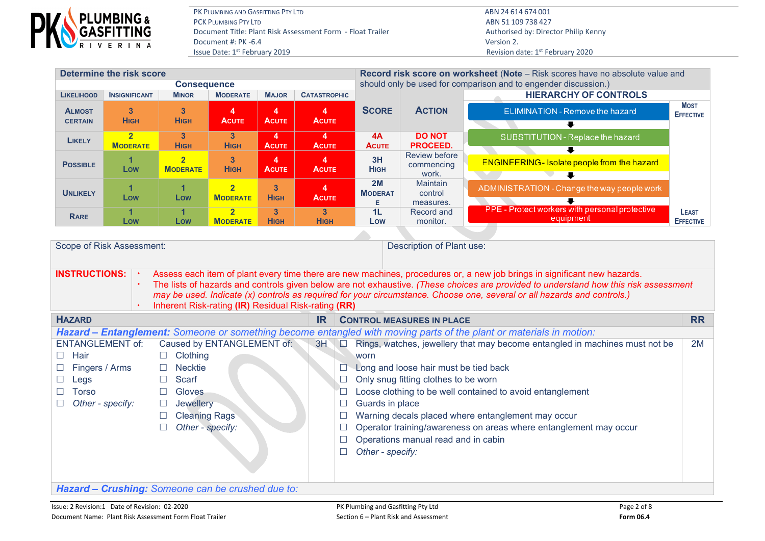| Determine the risk score | | | | | | Record risk score on worksheet (Note – Risk scores have no absolute value and should only be used for comparison and to engender discussion.) | | |
|---|---|---|---|---|---|---|---|---|
| | Consequence | | | | | | | |
| LIKELIHOOD | INSIGNIFICANT | MINOR | MODERATE | MAJOR | CATASTROPHIC | SCORE | ACTION | HIERARCHY OF CONTROLS |
| ALMOST CERTAIN | 3 HIGH | 3 HIGH | 4 ACUTE | 4 ACUTE | 4 ACUTE | | | ELIMINATION - Remove the hazard (MOST EFFECTIVE) |
| LIKELY | 2 MODERATE | 3 HIGH | 3 HIGH | 4 ACUTE | 4 ACUTE | 4A ACUTE | DO NOT PROCEED. | SUBSTITUTION - Replace the hazard |
| POSSIBLE | 1 LOW | 2 MODERATE | 3 HIGH | 4 ACUTE | 4 ACUTE | 3H HIGH | Review before commencing work. | ENGINEERING - Isolate people from the hazard |
| UNLIKELY | 1 LOW | 1 LOW | 2 MODERATE | 3 HIGH | 4 ACUTE | 2M MODERATE | Maintain control measures. | ADMINISTRATION - Change the way people work |
| RARE | 1 LOW | 1 LOW | 2 MODERATE | 3 HIGH | 3 HIGH | 1L LOW | Record and monitor. | PPE - Protect workers with personal protective equipment (LEAST EFFECTIVE) |

| Scope of Risk Assessment: | Description of Plant use: |
|---|---|
| | |

**INSTRUCTIONS:**

- Assess each item of plant every time there are new machines, procedures or, a new job brings in significant new hazards.
- The lists of hazards and controls given below are not exhaustive. *(These choices are provided to understand how this risk assessment may be used. Indicate (x) controls as required for your circumstance. Choose one, several or all hazards and controls.)*
- Inherent Risk-rating **(IR)** Residual Risk-rating **(RR)**

| HAZARD | | IR | CONTROL MEASURES IN PLACE | RR |
|---|---|---|---|---|
| ***Hazard – Entanglement:*** *Someone or something become entangled with moving parts of the plant or materials in motion:* | | | | |
| ENTANGLEMENT of:<br>☐ Hair<br>☐ Fingers / Arms<br>☐ Legs<br>☐ Torso<br>☐ *Other - specify:* | Caused by ENTANGLEMENT of:<br>☐ Clothing<br>☐ Necktie<br>☐ Scarf<br>☐ Gloves<br>☐ Jewellery<br>☐ Cleaning Rags<br>☐ *Other - specify:* | 3H | ☐ Rings, watches, jewellery that may become entangled in machines must not be worn<br>☐ Long and loose hair must be tied back<br>☐ Only snug fitting clothes to be worn<br>☐ Loose clothing to be well contained to avoid entanglement<br>☐ Guards in place<br>☐ Warning decals placed where entanglement may occur<br>☐ Operator training/awareness on areas where entanglement may occur<br>☐ Operations manual read and in cabin<br>☐ *Other - specify:* | 2M |
| ***Hazard – Crushing:*** *Someone can be crushed due to:* | | | | |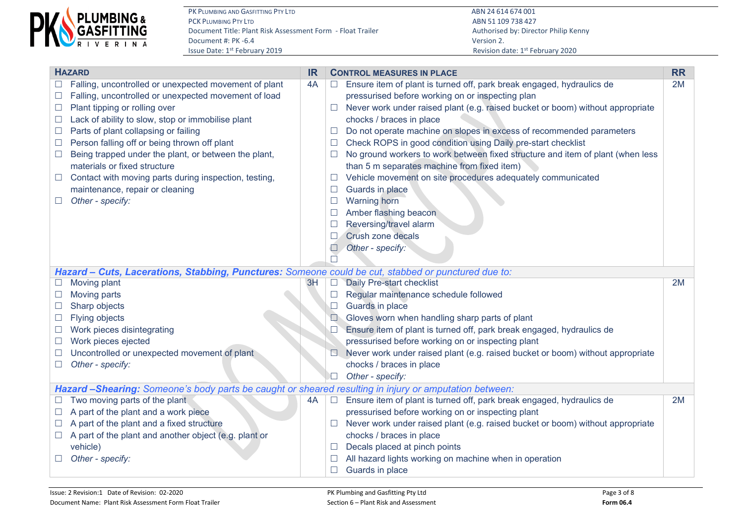| HAZARD | IR | CONTROL MEASURES IN PLACE | RR |
|---|---|---|---|
| ☐ Falling, uncontrolled or unexpected movement of plant<br>☐ Falling, uncontrolled or unexpected movement of load<br>☐ Plant tipping or rolling over<br>☐ Lack of ability to slow, stop or immobilise plant<br>☐ Parts of plant collapsing or failing<br>☐ Person falling off or being thrown off plant<br>☐ Being trapped under the plant, or between the plant, materials or fixed structure<br>☐ Contact with moving parts during inspection, testing, maintenance, repair or cleaning<br>☐ *Other - specify:* | 4A | ☐ Ensure item of plant is turned off, park break engaged, hydraulics de pressurised before working on or inspecting plan<br>☐ Never work under raised plant (e.g. raised bucket or boom) without appropriate chocks / braces in place<br>☐ Do not operate machine on slopes in excess of recommended parameters<br>☐ Check ROPS in good condition using Daily pre-start checklist<br>☐ No ground workers to work between fixed structure and item of plant (when less than 5 m separates machine from fixed item)<br>☐ Vehicle movement on site procedures adequately communicated<br>☐ Guards in place<br>☐ Warning horn<br>☐ Amber flashing beacon<br>☐ Reversing/travel alarm<br>☐ Crush zone decals<br>☐ *Other - specify:*<br>☐ | 2M |
| ***Hazard – Cuts, Lacerations, Stabbing, Punctures:*** *Someone could be cut, stabbed or punctured due to:* | | | |
| ☐ Moving plant<br>☐ Moving parts<br>☐ Sharp objects<br>☐ Flying objects<br>☐ Work pieces disintegrating<br>☐ Work pieces ejected<br>☐ Uncontrolled or unexpected movement of plant<br>☐ *Other - specify:* | 3H | ☐ Daily Pre-start checklist<br>☐ Regular maintenance schedule followed<br>☐ Guards in place<br>☐ Gloves worn when handling sharp parts of plant<br>☐ Ensure item of plant is turned off, park break engaged, hydraulics de pressurised before working on or inspecting plant<br>☐ Never work under raised plant (e.g. raised bucket or boom) without appropriate chocks / braces in place<br>☐ *Other - specify:* | 2M |
| ***Hazard –Shearing:*** *Someone's body parts be caught or sheared resulting in injury or amputation between:* | | | |
| ☐ Two moving parts of the plant<br>☐ A part of the plant and a work piece<br>☐ A part of the plant and a fixed structure<br>☐ A part of the plant and another object (e.g. plant or vehicle)<br>☐ *Other - specify:* | 4A | ☐ Ensure item of plant is turned off, park break engaged, hydraulics de pressurised before working on or inspecting plant<br>☐ Never work under raised plant (e.g. raised bucket or boom) without appropriate chocks / braces in place<br>☐ Decals placed at pinch points<br>☐ All hazard lights working on machine when in operation<br>☐ Guards in place | 2M |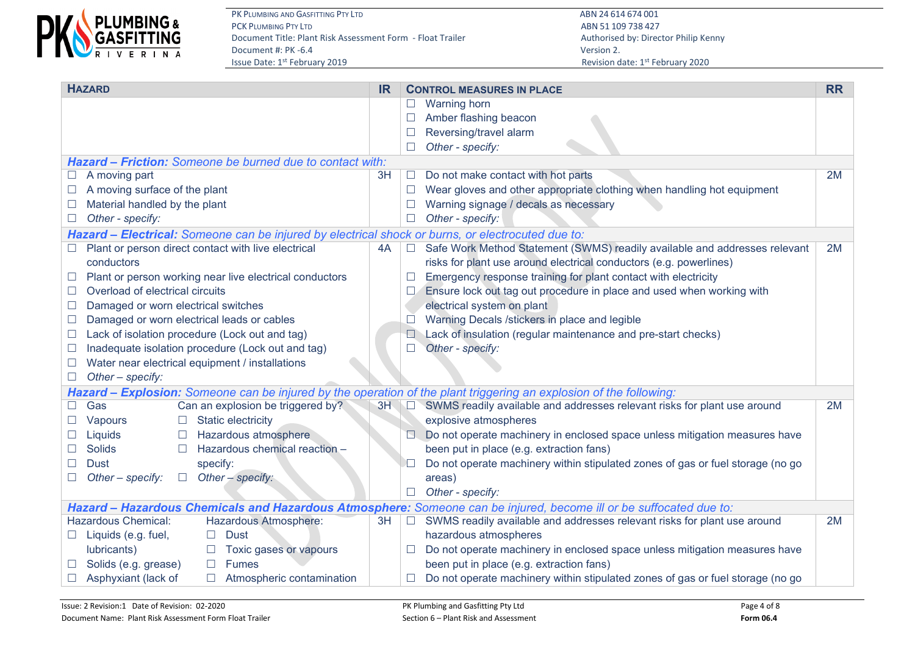| HAZARD | IR | CONTROL MEASURES IN PLACE | RR |
|---|---|---|---|
| | | ☐ Warning horn<br>☐ Amber flashing beacon<br>☐ Reversing/travel alarm<br>☐ *Other - specify:* | |
| ***Hazard – Friction:** Someone be burned due to contact with:* | | | |
| ☐ A moving part<br>☐ A moving surface of the plant<br>☐ Material handled by the plant<br>☐ *Other - specify:* | 3H | ☐ Do not make contact with hot parts<br>☐ Wear gloves and other appropriate clothing when handling hot equipment<br>☐ Warning signage / decals as necessary<br>☐ *Other - specify:* | 2M |
| ***Hazard – Electrical:** Someone can be injured by electrical shock or burns, or electrocuted due to:* | | | |
| ☐ Plant or person direct contact with live electrical conductors<br>☐ Plant or person working near live electrical conductors<br>☐ Overload of electrical circuits<br>☐ Damaged or worn electrical switches<br>☐ Damaged or worn electrical leads or cables<br>☐ Lack of isolation procedure (Lock out and tag)<br>☐ Inadequate isolation procedure (Lock out and tag)<br>☐ Water near electrical equipment / installations<br>☐ *Other – specify:* | 4A | ☐ Safe Work Method Statement (SWMS) readily available and addresses relevant risks for plant use around electrical conductors (e.g. powerlines)<br>☐ Emergency response training for plant contact with electricity<br>☐ Ensure lock out tag out procedure in place and used when working with electrical system on plant<br>☐ Warning Decals /stickers in place and legible<br>☐ Lack of insulation (regular maintenance and pre-start checks)<br>☐ *Other - specify:* | 2M |
| ***Hazard – Explosion:** Someone can be injured by the operation of the plant triggering an explosion of the following:* | | | |
| ☐ Gas<br>☐ Vapours<br>☐ Liquids<br>☐ Solids<br>☐ Dust<br>☐ *Other – specify:*<br><br>Can an explosion be triggered by?<br>☐ Static electricity<br>☐ Hazardous atmosphere<br>☐ Hazardous chemical reaction – specify:<br>☐ *Other – specify:* | 3H | ☐ SWMS readily available and addresses relevant risks for plant use around explosive atmospheres<br>☐ Do not operate machinery in enclosed space unless mitigation measures have been put in place (e.g. extraction fans)<br>☐ Do not operate machinery within stipulated zones of gas or fuel storage (no go areas)<br>☐ *Other - specify:* | 2M |
| ***Hazard – Hazardous Chemicals and Hazardous Atmosphere:** Someone can be injured, become ill or be suffocated due to:* | | | |
| Hazardous Chemical:<br>☐ Liquids (e.g. fuel, lubricants)<br>☐ Solids (e.g. grease)<br>☐ Asphyxiant (lack of<br><br>Hazardous Atmosphere:<br>☐ Dust<br>☐ Toxic gases or vapours<br>☐ Fumes<br>☐ Atmospheric contamination | 3H | ☐ SWMS readily available and addresses relevant risks for plant use around hazardous atmospheres<br>☐ Do not operate machinery in enclosed space unless mitigation measures have been put in place (e.g. extraction fans)<br>☐ Do not operate machinery within stipulated zones of gas or fuel storage (no go | 2M |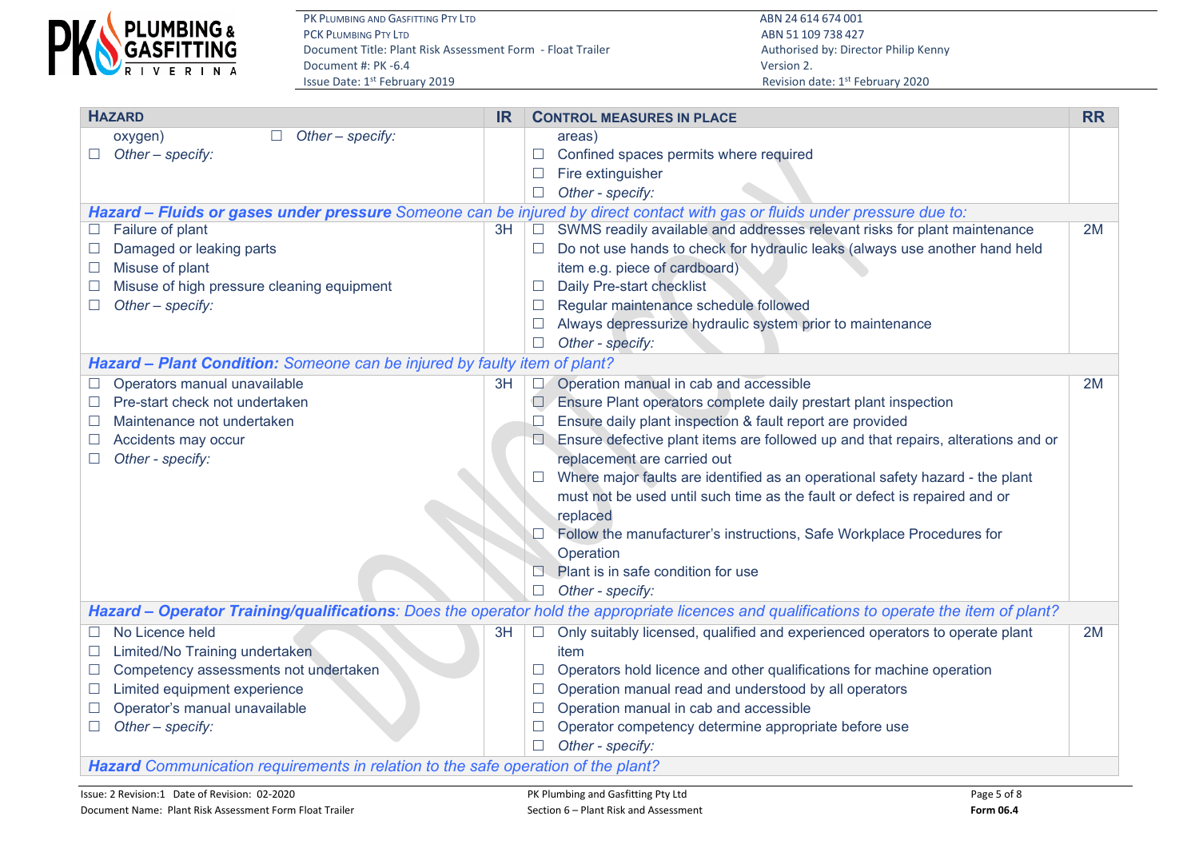| HAZARD | IR | CONTROL MEASURES IN PLACE | RR |
|---|---|---|---|
| oxygen) ☐ *Other – specify:*<br>☐ *Other – specify:* | | areas)<br>☐ Confined spaces permits where required<br>☐ Fire extinguisher<br>☐ *Other - specify:* | |
| ***Hazard – Fluids or gases under pressure*** *Someone can be injured by direct contact with gas or fluids under pressure due to:* | | | |
| ☐ Failure of plant<br>☐ Damaged or leaking parts<br>☐ Misuse of plant<br>☐ Misuse of high pressure cleaning equipment<br>☐ *Other – specify:* | 3H | ☐ SWMS readily available and addresses relevant risks for plant maintenance<br>☐ Do not use hands to check for hydraulic leaks (always use another hand held item e.g. piece of cardboard)<br>☐ Daily Pre-start checklist<br>☐ Regular maintenance schedule followed<br>☐ Always depressurize hydraulic system prior to maintenance<br>☐ *Other - specify:* | 2M |
| ***Hazard – Plant Condition:*** *Someone can be injured by faulty item of plant?* | | | |
| ☐ Operators manual unavailable<br>☐ Pre-start check not undertaken<br>☐ Maintenance not undertaken<br>☐ Accidents may occur<br>☐ *Other - specify:* | 3H | ☐ Operation manual in cab and accessible<br>☐ Ensure Plant operators complete daily prestart plant inspection<br>☐ Ensure daily plant inspection & fault report are provided<br>☐ Ensure defective plant items are followed up and that repairs, alterations and or replacement are carried out<br>☐ Where major faults are identified as an operational safety hazard - the plant must not be used until such time as the fault or defect is repaired and or replaced<br>☐ Follow the manufacturer's instructions, Safe Workplace Procedures for Operation<br>☐ Plant is in safe condition for use<br>☐ *Other - specify:* | 2M |
| ***Hazard – Operator Training/qualifications****: Does the operator hold the appropriate licences and qualifications to operate the item of plant?* | | | |
| ☐ No Licence held<br>☐ Limited/No Training undertaken<br>☐ Competency assessments not undertaken<br>☐ Limited equipment experience<br>☐ Operator's manual unavailable<br>☐ *Other – specify:* | 3H | ☐ Only suitably licensed, qualified and experienced operators to operate plant item<br>☐ Operators hold licence and other qualifications for machine operation<br>☐ Operation manual read and understood by all operators<br>☐ Operation manual in cab and accessible<br>☐ Operator competency determine appropriate before use<br>☐ *Other - specify:* | 2M |
| ***Hazard*** *Communication requirements in relation to the safe operation of the plant?* | | | |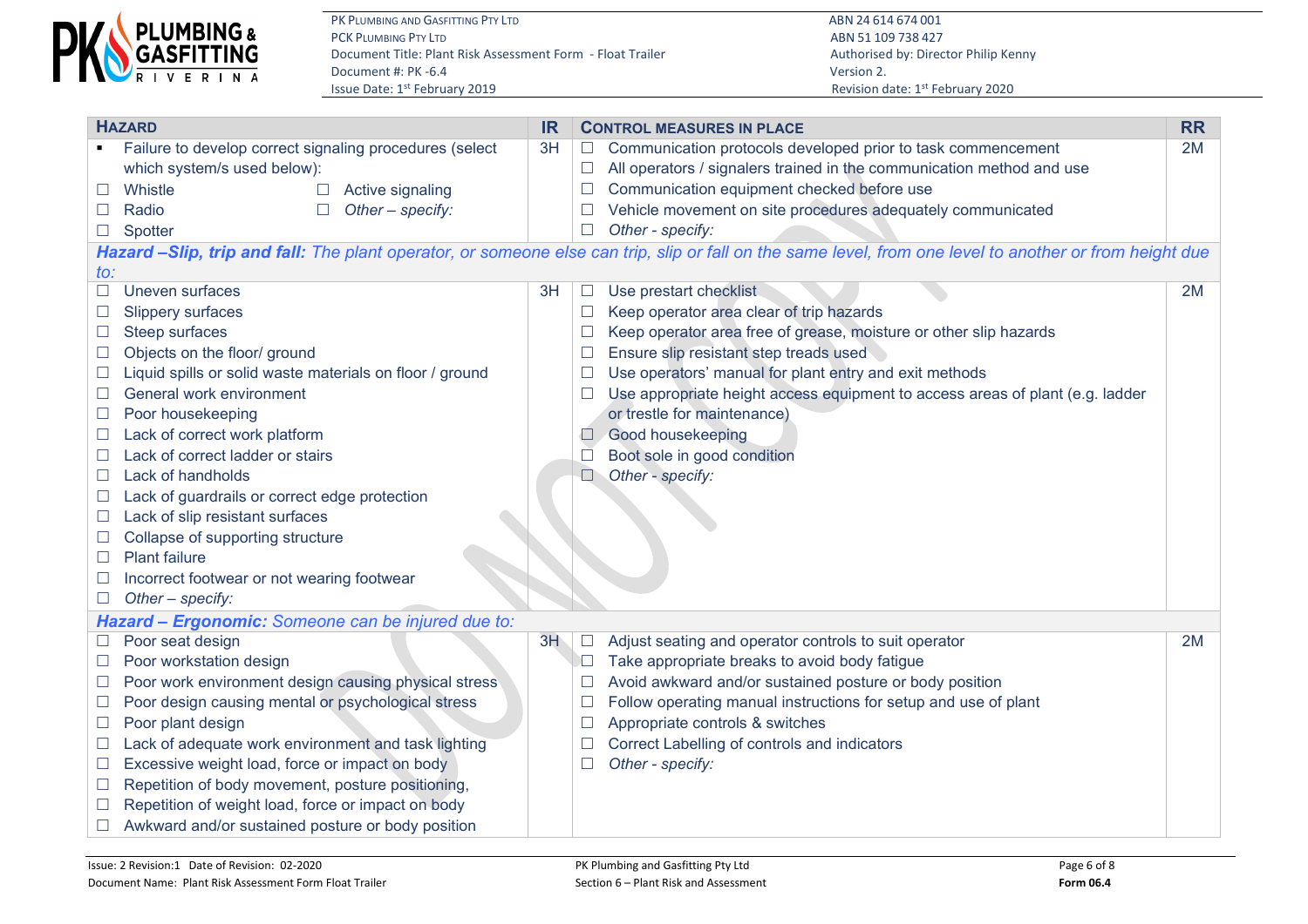| **HAZARD** | **IR** | **CONTROL MEASURES IN PLACE** | **RR** |
|---|---|---|---|
| ▪ Failure to develop correct signaling procedures (select which system/s used below):<br>☐ Whistle ☐ Active signaling<br>☐ Radio ☐ *Other – specify:*<br>☐ Spotter | 3H | ☐ Communication protocols developed prior to task commencement<br>☐ All operators / signalers trained in the communication method and use<br>☐ Communication equipment checked before use<br>☐ Vehicle movement on site procedures adequately communicated<br>☐ *Other - specify:* | 2M |
| ***Hazard –Slip, trip and fall:*** *The plant operator, or someone else can trip, slip or fall on the same level, from one level to another or from height due to:* | | | |
| ☐ Uneven surfaces<br>☐ Slippery surfaces<br>☐ Steep surfaces<br>☐ Objects on the floor/ ground<br>☐ Liquid spills or solid waste materials on floor / ground<br>☐ General work environment<br>☐ Poor housekeeping<br>☐ Lack of correct work platform<br>☐ Lack of correct ladder or stairs<br>☐ Lack of handholds<br>☐ Lack of guardrails or correct edge protection<br>☐ Lack of slip resistant surfaces<br>☐ Collapse of supporting structure<br>☐ Plant failure<br>☐ Incorrect footwear or not wearing footwear<br>☐ *Other – specify:* | 3H | ☐ Use prestart checklist<br>☐ Keep operator area clear of trip hazards<br>☐ Keep operator area free of grease, moisture or other slip hazards<br>☐ Ensure slip resistant step treads used<br>☐ Use operators' manual for plant entry and exit methods<br>☐ Use appropriate height access equipment to access areas of plant (e.g. ladder or trestle for maintenance)<br>☐ Good housekeeping<br>☐ Boot sole in good condition<br>☐ *Other - specify:* | 2M |
| ***Hazard – Ergonomic:*** *Someone can be injured due to:* | | | |
| ☐ Poor seat design<br>☐ Poor workstation design<br>☐ Poor work environment design causing physical stress<br>☐ Poor design causing mental or psychological stress<br>☐ Poor plant design<br>☐ Lack of adequate work environment and task lighting<br>☐ Excessive weight load, force or impact on body<br>☐ Repetition of body movement, posture positioning,<br>☐ Repetition of weight load, force or impact on body<br>☐ Awkward and/or sustained posture or body position | 3H | ☐ Adjust seating and operator controls to suit operator<br>☐ Take appropriate breaks to avoid body fatigue<br>☐ Avoid awkward and/or sustained posture or body position<br>☐ Follow operating manual instructions for setup and use of plant<br>☐ Appropriate controls & switches<br>☐ Correct Labelling of controls and indicators<br>☐ *Other - specify:* | 2M |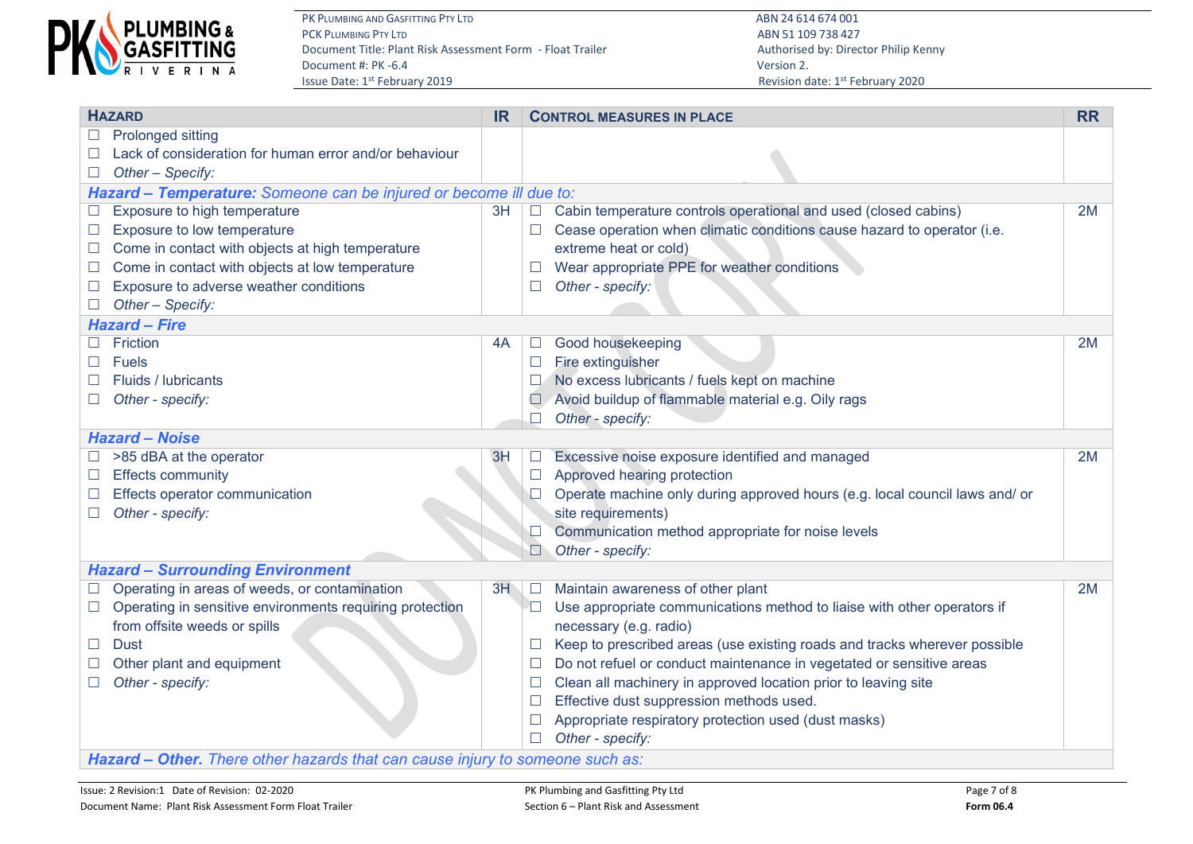| HAZARD | IR | CONTROL MEASURES IN PLACE | RR |
|---|---|---|---|
| ☐ Prolonged sitting<br>☐ Lack of consideration for human error and/or behaviour<br>☐ *Other – Specify:* | | | |
| ***Hazard – Temperature:** Someone can be injured or become ill due to:* | | | |
| ☐ Exposure to high temperature<br>☐ Exposure to low temperature<br>☐ Come in contact with objects at high temperature<br>☐ Come in contact with objects at low temperature<br>☐ Exposure to adverse weather conditions<br>☐ *Other – Specify:* | 3H | ☐ Cabin temperature controls operational and used (closed cabins)<br>☐ Cease operation when climatic conditions cause hazard to operator (i.e. extreme heat or cold)<br>☐ Wear appropriate PPE for weather conditions<br>☐ *Other - specify:* | 2M |
| ***Hazard – Fire*** | | | |
| ☐ Friction<br>☐ Fuels<br>☐ Fluids / lubricants<br>☐ *Other - specify:* | 4A | ☐ Good housekeeping<br>☐ Fire extinguisher<br>☐ No excess lubricants / fuels kept on machine<br>☐ Avoid buildup of flammable material e.g. Oily rags<br>☐ *Other - specify:* | 2M |
| ***Hazard – Noise*** | | | |
| ☐ >85 dBA at the operator<br>☐ Effects community<br>☐ Effects operator communication<br>☐ *Other - specify:* | 3H | ☐ Excessive noise exposure identified and managed<br>☐ Approved hearing protection<br>☐ Operate machine only during approved hours (e.g. local council laws and/ or site requirements)<br>☐ Communication method appropriate for noise levels<br>☐ *Other - specify:* | 2M |
| ***Hazard – Surrounding Environment*** | | | |
| ☐ Operating in areas of weeds, or contamination<br>☐ Operating in sensitive environments requiring protection from offsite weeds or spills<br>☐ Dust<br>☐ Other plant and equipment<br>☐ *Other - specify:* | 3H | ☐ Maintain awareness of other plant<br>☐ Use appropriate communications method to liaise with other operators if necessary (e.g. radio)<br>☐ Keep to prescribed areas (use existing roads and tracks wherever possible<br>☐ Do not refuel or conduct maintenance in vegetated or sensitive areas<br>☐ Clean all machinery in approved location prior to leaving site<br>☐ Effective dust suppression methods used.<br>☐ Appropriate respiratory protection used (dust masks)<br>☐ *Other - specify:* | 2M |
| ***Hazard – Other.** There other hazards that can cause injury to someone such as:* | | | |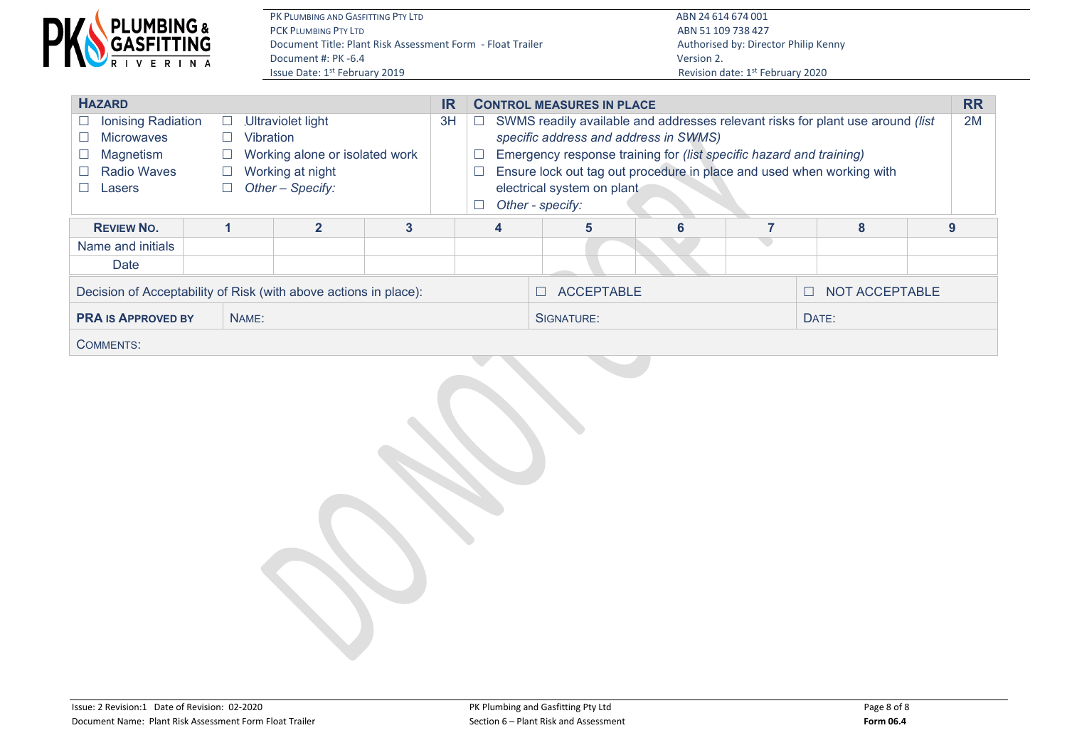| HAZARD | | IR | CONTROL MEASURES IN PLACE | RR |
|---|---|---|---|---|
| ☐ Ionising Radiation<br>☐ Microwaves<br>☐ Magnetism<br>☐ Radio Waves<br>☐ Lasers | ☐ Ultraviolet light<br>☐ Vibration<br>☐ Working alone or isolated work<br>☐ Working at night<br>☐ *Other – Specify:* | 3H | ☐ SWMS readily available and addresses relevant risks for plant use around *(list specific address and address in SWMS)*<br>☐ Emergency response training for *(list specific hazard and training)*<br>☐ Ensure lock out tag out procedure in place and used when working with electrical system on plant<br>☐ *Other - specify:* | 2M |

| REVIEW NO. | 1 | 2 | 3 | 4 | 5 | 6 | 7 | 8 | 9 |
|---|---|---|---|---|---|---|---|---|---|
| Name and initials | | | | | | | | | |
| Date | | | | | | | | | |

| | | |
|---|---|---|
| Decision of Acceptability of Risk (with above actions in place): | ☐ ACCEPTABLE | ☐ NOT ACCEPTABLE |

| | | | |
|---|---|---|---|
| **PRA IS APPROVED BY** | NAME: | SIGNATURE: | DATE: |
| COMMENTS: | | | |